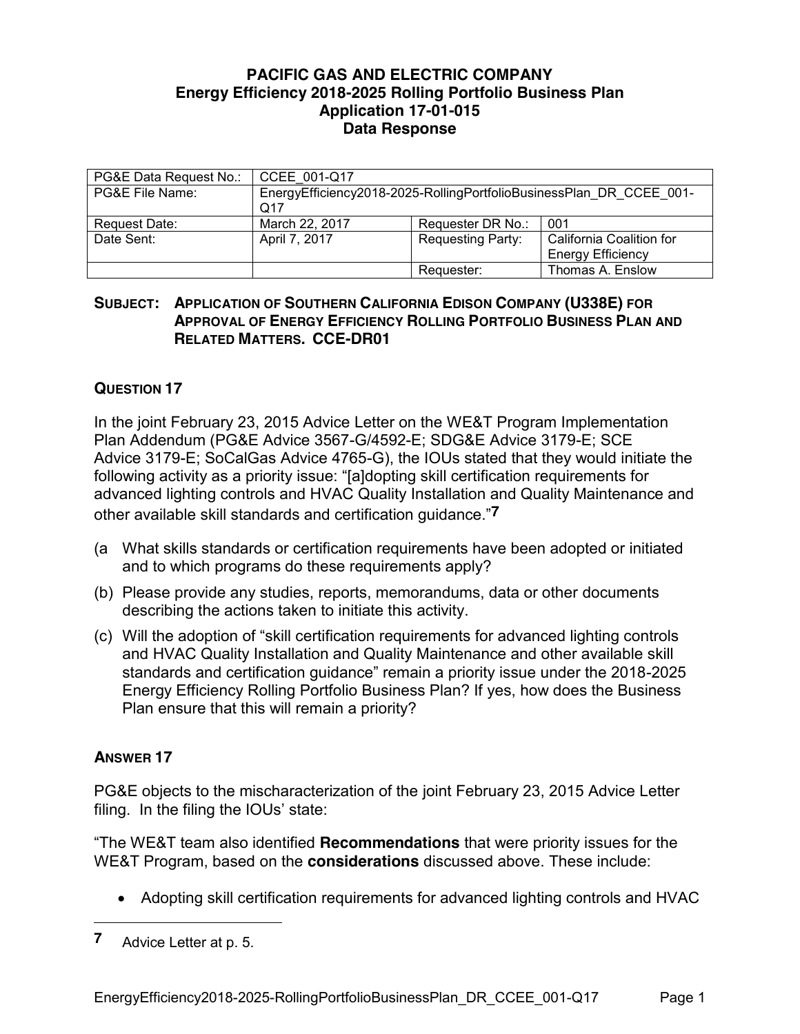# PACIFIC GAS AND ELECTRIC COMPANY
## Energy Efficiency 2018-2025 Rolling Portfolio Business Plan
## Application 17-01-015
## Data Response

| | | | |
|---|---|---|---|
| PG&E Data Request No.: | CCEE_001-Q17 | | |
| PG&E File Name: | EnergyEfficiency2018-2025-RollingPortfolioBusinessPlan_DR_CCEE_001-Q17 | | |
| Request Date: | March 22, 2017 | Requester DR No.: | 001 |
| Date Sent: | April 7, 2017 | Requesting Party: | California Coalition for Energy Efficiency |
| | | Requester: | Thomas A. Enslow |

**SUBJECT: APPLICATION OF SOUTHERN CALIFORNIA EDISON COMPANY (U338E) FOR APPROVAL OF ENERGY EFFICIENCY ROLLING PORTFOLIO BUSINESS PLAN AND RELATED MATTERS. CCE-DR01**

### QUESTION 17

In the joint February 23, 2015 Advice Letter on the WE&T Program Implementation Plan Addendum (PG&E Advice 3567-G/4592-E; SDG&E Advice 3179-E; SCE Advice 3179-E; SoCalGas Advice 4765-G), the IOUs stated that they would initiate the following activity as a priority issue: "[a]dopting skill certification requirements for advanced lighting controls and HVAC Quality Installation and Quality Maintenance and other available skill standards and certification guidance."[7]

(a What skills standards or certification requirements have been adopted or initiated and to which programs do these requirements apply?

(b) Please provide any studies, reports, memorandums, data or other documents describing the actions taken to initiate this activity.

(c) Will the adoption of "skill certification requirements for advanced lighting controls and HVAC Quality Installation and Quality Maintenance and other available skill standards and certification guidance" remain a priority issue under the 2018-2025 Energy Efficiency Rolling Portfolio Business Plan? If yes, how does the Business Plan ensure that this will remain a priority?

### ANSWER 17

PG&E objects to the mischaracterization of the joint February 23, 2015 Advice Letter filing. In the filing the IOUs' state:

"The WE&T team also identified **Recommendations** that were priority issues for the WE&T Program, based on the **considerations** discussed above. These include:

- Adopting skill certification requirements for advanced lighting controls and HVAC

[7] Advice Letter at p. 5.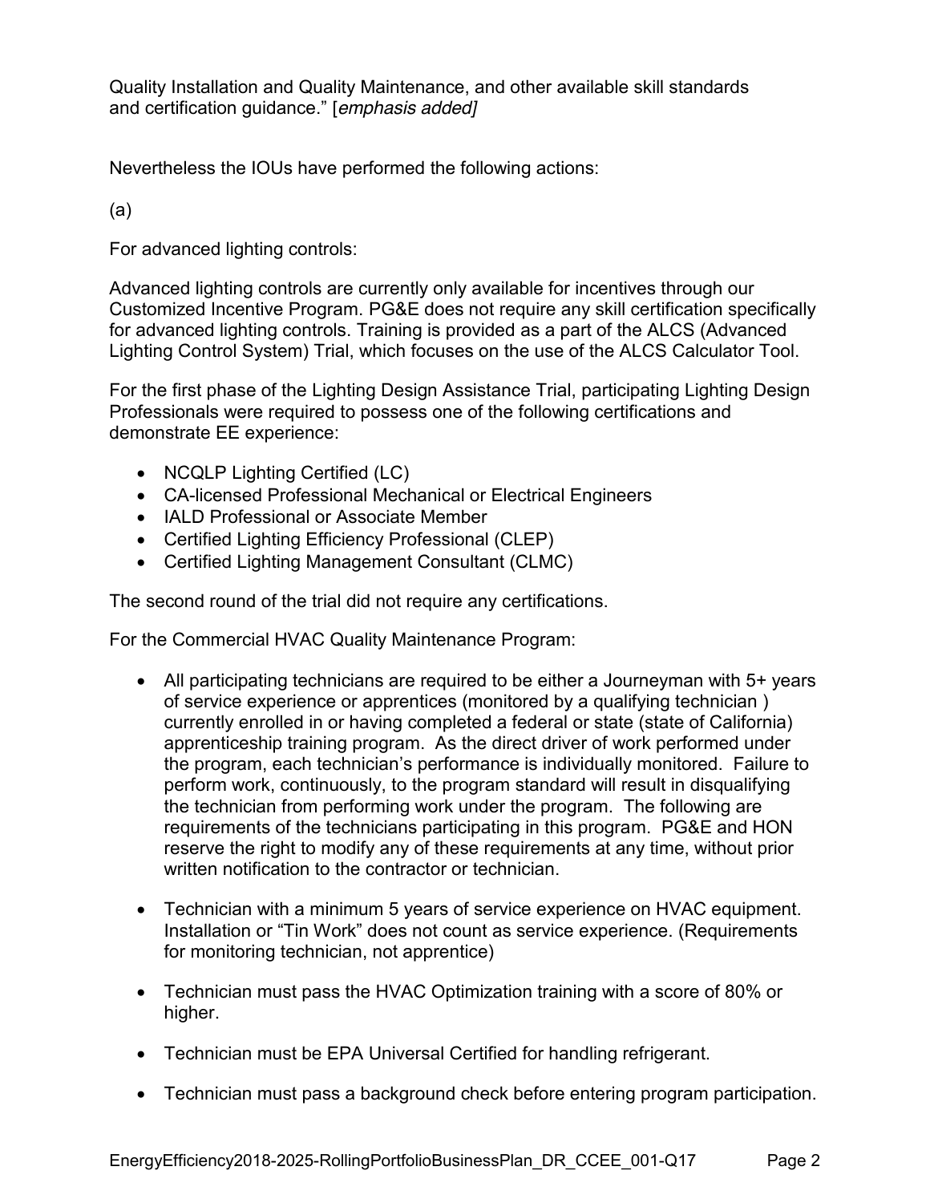Quality Installation and Quality Maintenance, and other available skill standards and certification guidance." [*emphasis added]*

Nevertheless the IOUs have performed the following actions:

(a)

For advanced lighting controls:

Advanced lighting controls are currently only available for incentives through our Customized Incentive Program. PG&E does not require any skill certification specifically for advanced lighting controls. Training is provided as a part of the ALCS (Advanced Lighting Control System) Trial, which focuses on the use of the ALCS Calculator Tool.

For the first phase of the Lighting Design Assistance Trial, participating Lighting Design Professionals were required to possess one of the following certifications and demonstrate EE experience:

- NCQLP Lighting Certified (LC)
- CA-licensed Professional Mechanical or Electrical Engineers
- IALD Professional or Associate Member
- Certified Lighting Efficiency Professional (CLEP)
- Certified Lighting Management Consultant (CLMC)

The second round of the trial did not require any certifications.

For the Commercial HVAC Quality Maintenance Program:

- All participating technicians are required to be either a Journeyman with 5+ years of service experience or apprentices (monitored by a qualifying technician ) currently enrolled in or having completed a federal or state (state of California) apprenticeship training program. As the direct driver of work performed under the program, each technician's performance is individually monitored. Failure to perform work, continuously, to the program standard will result in disqualifying the technician from performing work under the program. The following are requirements of the technicians participating in this program. PG&E and HON reserve the right to modify any of these requirements at any time, without prior written notification to the contractor or technician.

- Technician with a minimum 5 years of service experience on HVAC equipment. Installation or "Tin Work" does not count as service experience. (Requirements for monitoring technician, not apprentice)

- Technician must pass the HVAC Optimization training with a score of 80% or higher.

- Technician must be EPA Universal Certified for handling refrigerant.

- Technician must pass a background check before entering program participation.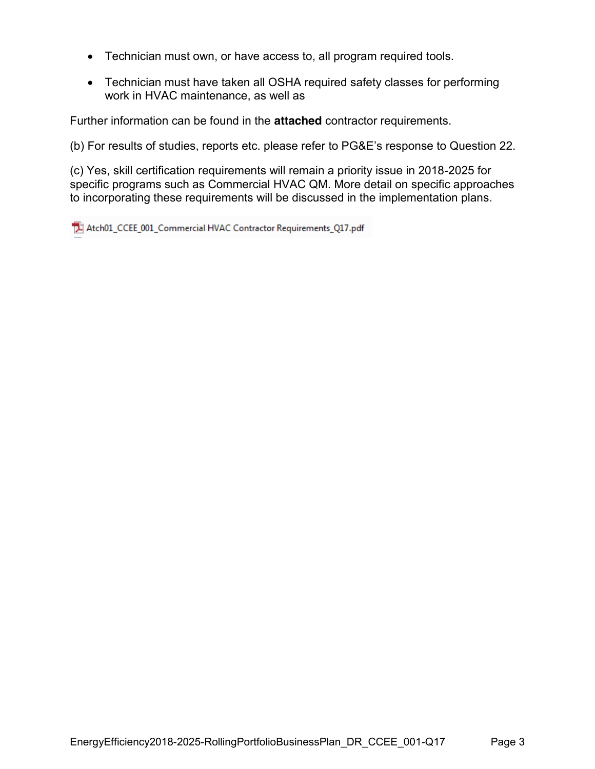- Technician must own, or have access to, all program required tools.
- Technician must have taken all OSHA required safety classes for performing work in HVAC maintenance, as well as

Further information can be found in the **attached** contractor requirements.

(b) For results of studies, reports etc. please refer to PG&E's response to Question 22.

(c) Yes, skill certification requirements will remain a priority issue in 2018-2025 for specific programs such as Commercial HVAC QM. More detail on specific approaches to incorporating these requirements will be discussed in the implementation plans.

Atch01_CCEE_001_Commercial HVAC Contractor Requirements_Q17.pdf